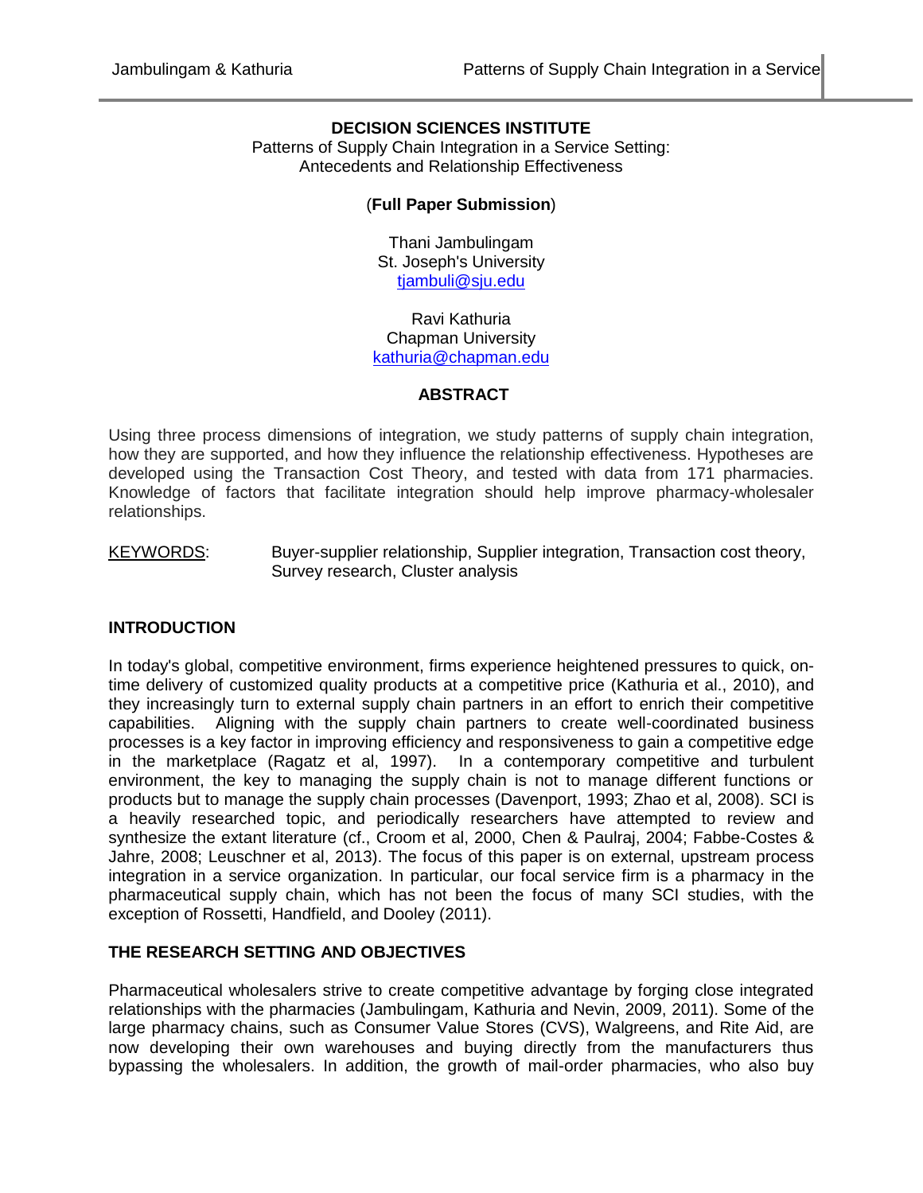**DECISION SCIENCES INSTITUTE**

Patterns of Supply Chain Integration in a Service Setting:
Antecedents and Relationship Effectiveness

(**Full Paper Submission**)

Thani Jambulingam
St. Joseph's University
tjambuli@sju.edu

Ravi Kathuria
Chapman University
kathuria@chapman.edu

## ABSTRACT

Using three process dimensions of integration, we study patterns of supply chain integration, how they are supported, and how they influence the relationship effectiveness. Hypotheses are developed using the Transaction Cost Theory, and tested with data from 171 pharmacies. Knowledge of factors that facilitate integration should help improve pharmacy-wholesaler relationships.

KEYWORDS: Buyer-supplier relationship, Supplier integration, Transaction cost theory, Survey research, Cluster analysis

## INTRODUCTION

In today's global, competitive environment, firms experience heightened pressures to quick, on-time delivery of customized quality products at a competitive price (Kathuria et al., 2010), and they increasingly turn to external supply chain partners in an effort to enrich their competitive capabilities. Aligning with the supply chain partners to create well-coordinated business processes is a key factor in improving efficiency and responsiveness to gain a competitive edge in the marketplace (Ragatz et al, 1997). In a contemporary competitive and turbulent environment, the key to managing the supply chain is not to manage different functions or products but to manage the supply chain processes (Davenport, 1993; Zhao et al, 2008). SCI is a heavily researched topic, and periodically researchers have attempted to review and synthesize the extant literature (cf., Croom et al, 2000, Chen & Paulraj, 2004; Fabbe-Costes & Jahre, 2008; Leuschner et al, 2013). The focus of this paper is on external, upstream process integration in a service organization. In particular, our focal service firm is a pharmacy in the pharmaceutical supply chain, which has not been the focus of many SCI studies, with the exception of Rossetti, Handfield, and Dooley (2011).

## THE RESEARCH SETTING AND OBJECTIVES

Pharmaceutical wholesalers strive to create competitive advantage by forging close integrated relationships with the pharmacies (Jambulingam, Kathuria and Nevin, 2009, 2011). Some of the large pharmacy chains, such as Consumer Value Stores (CVS), Walgreens, and Rite Aid, are now developing their own warehouses and buying directly from the manufacturers thus bypassing the wholesalers. In addition, the growth of mail-order pharmacies, who also buy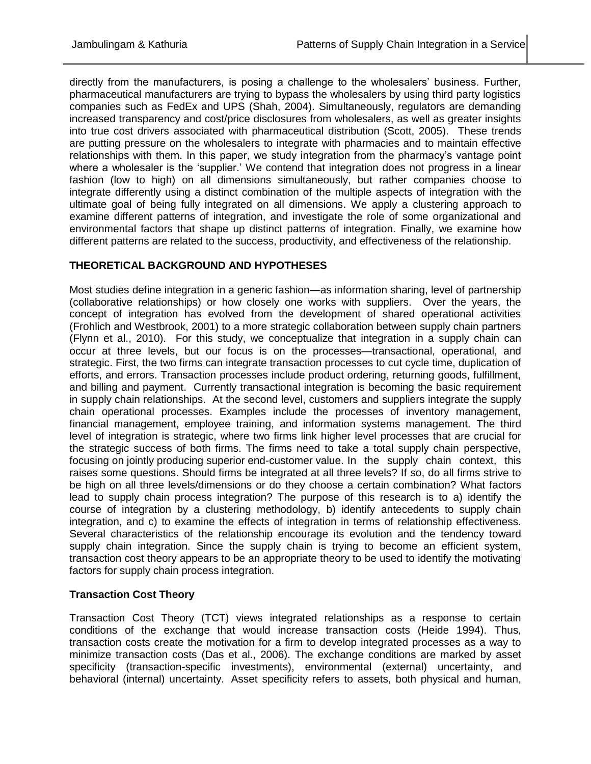directly from the manufacturers, is posing a challenge to the wholesalers' business. Further, pharmaceutical manufacturers are trying to bypass the wholesalers by using third party logistics companies such as FedEx and UPS (Shah, 2004). Simultaneously, regulators are demanding increased transparency and cost/price disclosures from wholesalers, as well as greater insights into true cost drivers associated with pharmaceutical distribution (Scott, 2005). These trends are putting pressure on the wholesalers to integrate with pharmacies and to maintain effective relationships with them. In this paper, we study integration from the pharmacy's vantage point where a wholesaler is the 'supplier.' We contend that integration does not progress in a linear fashion (low to high) on all dimensions simultaneously, but rather companies choose to integrate differently using a distinct combination of the multiple aspects of integration with the ultimate goal of being fully integrated on all dimensions. We apply a clustering approach to examine different patterns of integration, and investigate the role of some organizational and environmental factors that shape up distinct patterns of integration. Finally, we examine how different patterns are related to the success, productivity, and effectiveness of the relationship.

## THEORETICAL BACKGROUND AND HYPOTHESES

Most studies define integration in a generic fashion—as information sharing, level of partnership (collaborative relationships) or how closely one works with suppliers. Over the years, the concept of integration has evolved from the development of shared operational activities (Frohlich and Westbrook, 2001) to a more strategic collaboration between supply chain partners (Flynn et al., 2010). For this study, we conceptualize that integration in a supply chain can occur at three levels, but our focus is on the processes—transactional, operational, and strategic. First, the two firms can integrate transaction processes to cut cycle time, duplication of efforts, and errors. Transaction processes include product ordering, returning goods, fulfillment, and billing and payment. Currently transactional integration is becoming the basic requirement in supply chain relationships. At the second level, customers and suppliers integrate the supply chain operational processes. Examples include the processes of inventory management, financial management, employee training, and information systems management. The third level of integration is strategic, where two firms link higher level processes that are crucial for the strategic success of both firms. The firms need to take a total supply chain perspective, focusing on jointly producing superior end-customer value. In the supply chain context, this raises some questions. Should firms be integrated at all three levels? If so, do all firms strive to be high on all three levels/dimensions or do they choose a certain combination? What factors lead to supply chain process integration? The purpose of this research is to a) identify the course of integration by a clustering methodology, b) identify antecedents to supply chain integration, and c) to examine the effects of integration in terms of relationship effectiveness. Several characteristics of the relationship encourage its evolution and the tendency toward supply chain integration. Since the supply chain is trying to become an efficient system, transaction cost theory appears to be an appropriate theory to be used to identify the motivating factors for supply chain process integration.

### Transaction Cost Theory

Transaction Cost Theory (TCT) views integrated relationships as a response to certain conditions of the exchange that would increase transaction costs (Heide 1994). Thus, transaction costs create the motivation for a firm to develop integrated processes as a way to minimize transaction costs (Das et al., 2006). The exchange conditions are marked by asset specificity (transaction-specific investments), environmental (external) uncertainty, and behavioral (internal) uncertainty. Asset specificity refers to assets, both physical and human,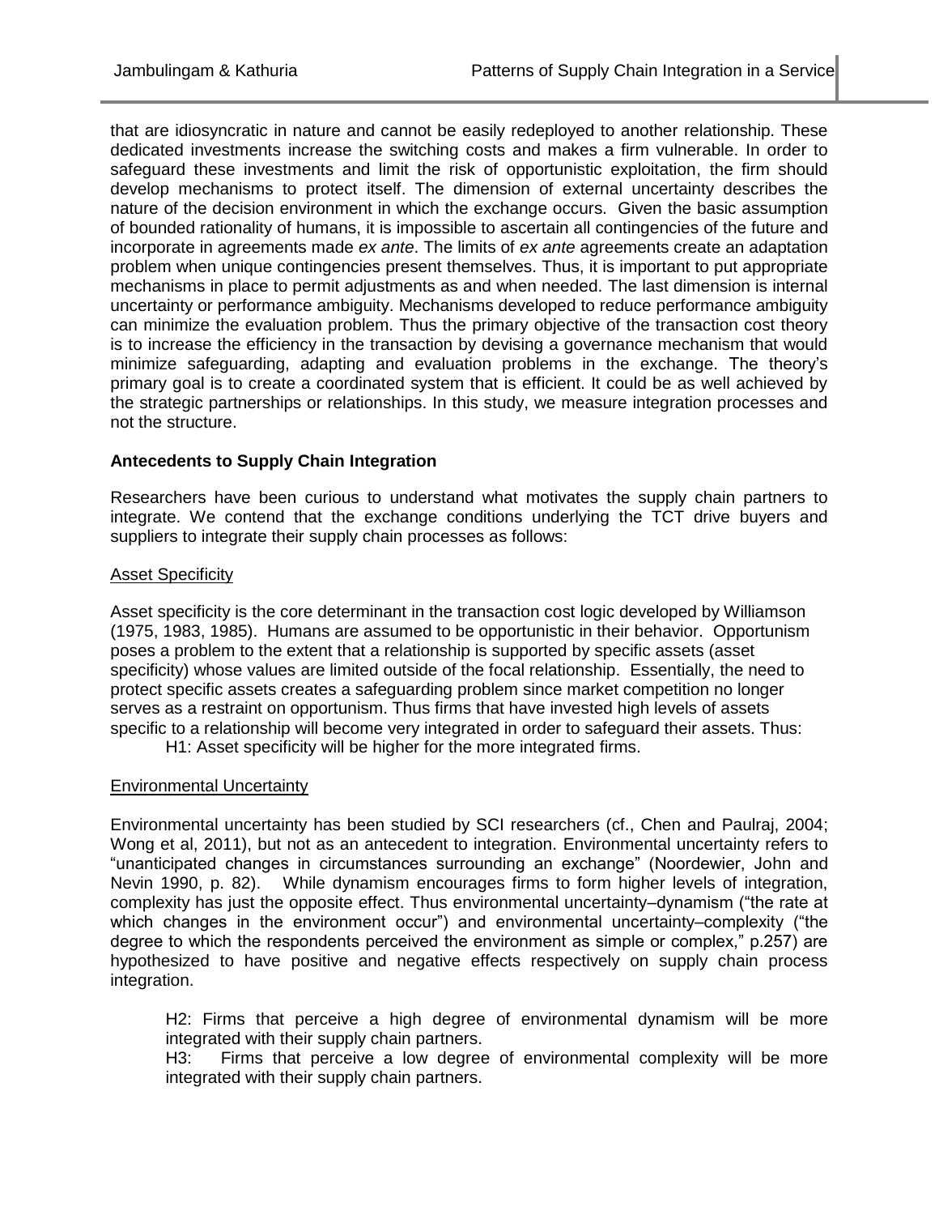that are idiosyncratic in nature and cannot be easily redeployed to another relationship. These dedicated investments increase the switching costs and makes a firm vulnerable. In order to safeguard these investments and limit the risk of opportunistic exploitation, the firm should develop mechanisms to protect itself. The dimension of external uncertainty describes the nature of the decision environment in which the exchange occurs. Given the basic assumption of bounded rationality of humans, it is impossible to ascertain all contingencies of the future and incorporate in agreements made *ex ante*. The limits of *ex ante* agreements create an adaptation problem when unique contingencies present themselves. Thus, it is important to put appropriate mechanisms in place to permit adjustments as and when needed. The last dimension is internal uncertainty or performance ambiguity. Mechanisms developed to reduce performance ambiguity can minimize the evaluation problem. Thus the primary objective of the transaction cost theory is to increase the efficiency in the transaction by devising a governance mechanism that would minimize safeguarding, adapting and evaluation problems in the exchange. The theory's primary goal is to create a coordinated system that is efficient. It could be as well achieved by the strategic partnerships or relationships. In this study, we measure integration processes and not the structure.

### Antecedents to Supply Chain Integration

Researchers have been curious to understand what motivates the supply chain partners to integrate. We contend that the exchange conditions underlying the TCT drive buyers and suppliers to integrate their supply chain processes as follows:

#### Asset Specificity

Asset specificity is the core determinant in the transaction cost logic developed by Williamson (1975, 1983, 1985). Humans are assumed to be opportunistic in their behavior. Opportunism poses a problem to the extent that a relationship is supported by specific assets (asset specificity) whose values are limited outside of the focal relationship. Essentially, the need to protect specific assets creates a safeguarding problem since market competition no longer serves as a restraint on opportunism. Thus firms that have invested high levels of assets specific to a relationship will become very integrated in order to safeguard their assets. Thus:

H1: Asset specificity will be higher for the more integrated firms.

#### Environmental Uncertainty

Environmental uncertainty has been studied by SCI researchers (cf., Chen and Paulraj, 2004; Wong et al, 2011), but not as an antecedent to integration. Environmental uncertainty refers to "unanticipated changes in circumstances surrounding an exchange" (Noordewier, John and Nevin 1990, p. 82). While dynamism encourages firms to form higher levels of integration, complexity has just the opposite effect. Thus environmental uncertainty–dynamism ("the rate at which changes in the environment occur") and environmental uncertainty–complexity ("the degree to which the respondents perceived the environment as simple or complex," p.257) are hypothesized to have positive and negative effects respectively on supply chain process integration.

H2: Firms that perceive a high degree of environmental dynamism will be more integrated with their supply chain partners.

H3: Firms that perceive a low degree of environmental complexity will be more integrated with their supply chain partners.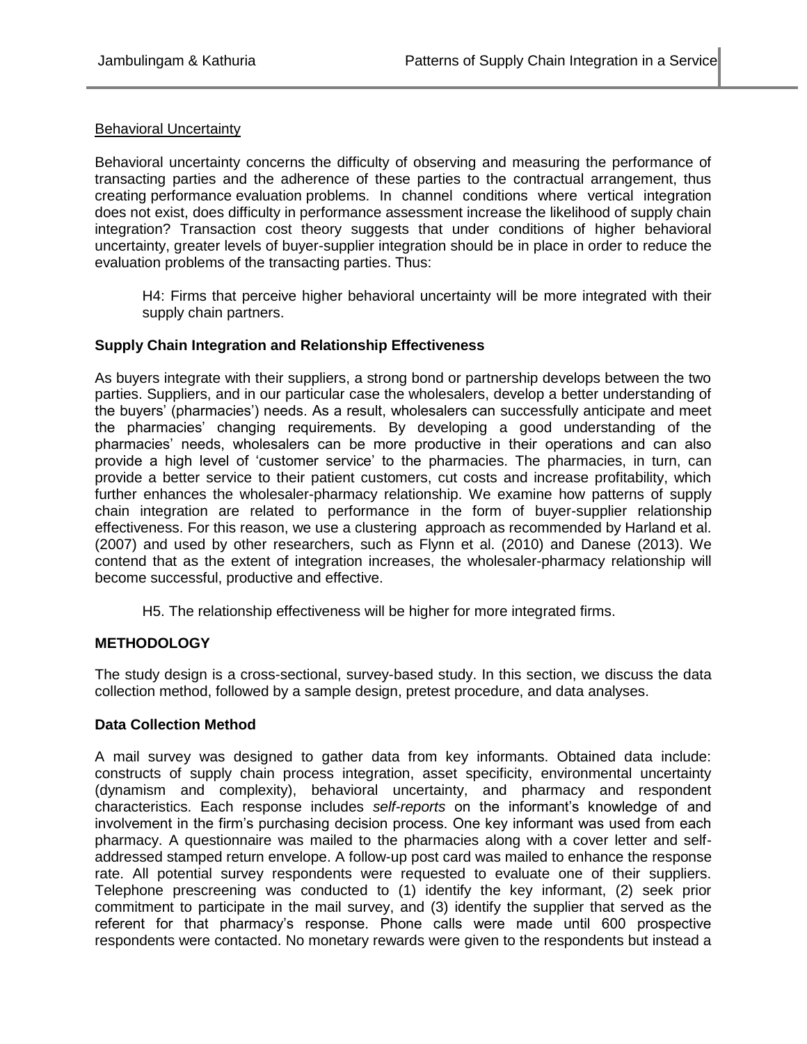Behavioral Uncertainty

Behavioral uncertainty concerns the difficulty of observing and measuring the performance of transacting parties and the adherence of these parties to the contractual arrangement, thus creating performance evaluation problems. In channel conditions where vertical integration does not exist, does difficulty in performance assessment increase the likelihood of supply chain integration? Transaction cost theory suggests that under conditions of higher behavioral uncertainty, greater levels of buyer-supplier integration should be in place in order to reduce the evaluation problems of the transacting parties. Thus:

> H4: Firms that perceive higher behavioral uncertainty will be more integrated with their supply chain partners.

### Supply Chain Integration and Relationship Effectiveness

As buyers integrate with their suppliers, a strong bond or partnership develops between the two parties. Suppliers, and in our particular case the wholesalers, develop a better understanding of the buyers' (pharmacies') needs. As a result, wholesalers can successfully anticipate and meet the pharmacies' changing requirements. By developing a good understanding of the pharmacies' needs, wholesalers can be more productive in their operations and can also provide a high level of 'customer service' to the pharmacies. The pharmacies, in turn, can provide a better service to their patient customers, cut costs and increase profitability, which further enhances the wholesaler-pharmacy relationship. We examine how patterns of supply chain integration are related to performance in the form of buyer-supplier relationship effectiveness. For this reason, we use a clustering approach as recommended by Harland et al. (2007) and used by other researchers, such as Flynn et al. (2010) and Danese (2013). We contend that as the extent of integration increases, the wholesaler-pharmacy relationship will become successful, productive and effective.

> H5. The relationship effectiveness will be higher for more integrated firms.

## METHODOLOGY

The study design is a cross-sectional, survey-based study. In this section, we discuss the data collection method, followed by a sample design, pretest procedure, and data analyses.

### Data Collection Method

A mail survey was designed to gather data from key informants. Obtained data include: constructs of supply chain process integration, asset specificity, environmental uncertainty (dynamism and complexity), behavioral uncertainty, and pharmacy and respondent characteristics. Each response includes *self-reports* on the informant's knowledge of and involvement in the firm's purchasing decision process. One key informant was used from each pharmacy. A questionnaire was mailed to the pharmacies along with a cover letter and self-addressed stamped return envelope. A follow-up post card was mailed to enhance the response rate. All potential survey respondents were requested to evaluate one of their suppliers. Telephone prescreening was conducted to (1) identify the key informant, (2) seek prior commitment to participate in the mail survey, and (3) identify the supplier that served as the referent for that pharmacy's response. Phone calls were made until 600 prospective respondents were contacted. No monetary rewards were given to the respondents but instead a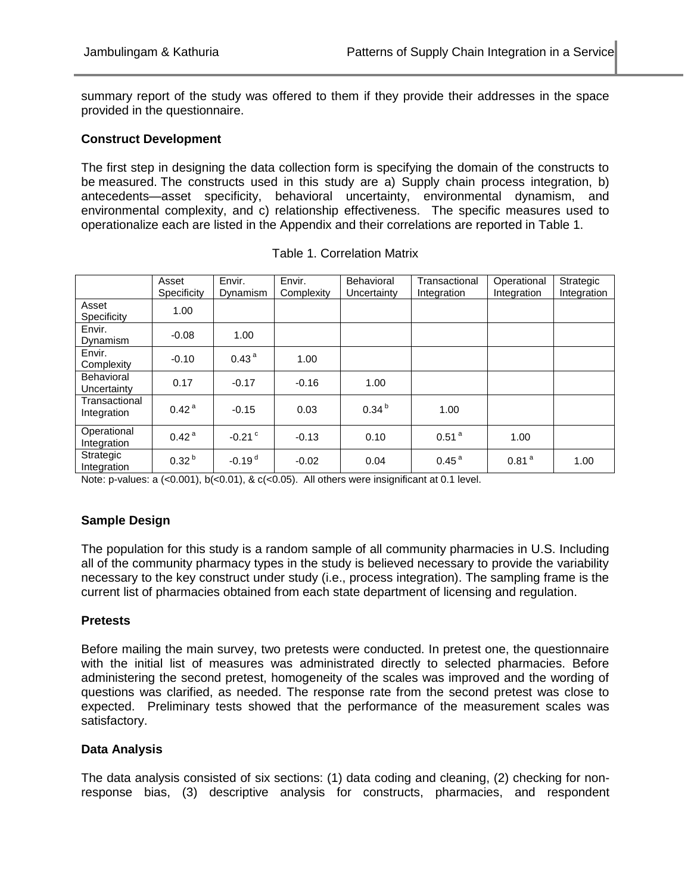summary report of the study was offered to them if they provide their addresses in the space provided in the questionnaire.

**Construct Development**

The first step in designing the data collection form is specifying the domain of the constructs to be measured. The constructs used in this study are a) Supply chain process integration, b) antecedents—asset specificity, behavioral uncertainty, environmental dynamism, and environmental complexity, and c) relationship effectiveness. The specific measures used to operationalize each are listed in the Appendix and their correlations are reported in Table 1.

Table 1. Correlation Matrix

| | Asset Specificity | Envir. Dynamism | Envir. Complexity | Behavioral Uncertainty | Transactional Integration | Operational Integration | Strategic Integration |
|---|---|---|---|---|---|---|---|
| Asset Specificity | 1.00 | | | | | | |
| Envir. Dynamism | -0.08 | 1.00 | | | | | |
| Envir. Complexity | -0.10 | 0.43 [a] | 1.00 | | | | |
| Behavioral Uncertainty | 0.17 | -0.17 | -0.16 | 1.00 | | | |
| Transactional Integration | 0.42 [a] | -0.15 | 0.03 | 0.34 [b] | 1.00 | | |
| Operational Integration | 0.42 [a] | -0.21 [c] | -0.13 | 0.10 | 0.51 [a] | 1.00 | |
| Strategic Integration | 0.32 [b] | -0.19 [d] | -0.02 | 0.04 | 0.45 [a] | 0.81 [a] | 1.00 |

Note: p-values: a (<0.001), b(<0.01), & c(<0.05). All others were insignificant at 0.1 level.

**Sample Design**

The population for this study is a random sample of all community pharmacies in U.S. Including all of the community pharmacy types in the study is believed necessary to provide the variability necessary to the key construct under study (i.e., process integration). The sampling frame is the current list of pharmacies obtained from each state department of licensing and regulation.

**Pretests**

Before mailing the main survey, two pretests were conducted. In pretest one, the questionnaire with the initial list of measures was administrated directly to selected pharmacies. Before administering the second pretest, homogeneity of the scales was improved and the wording of questions was clarified, as needed. The response rate from the second pretest was close to expected. Preliminary tests showed that the performance of the measurement scales was satisfactory.

**Data Analysis**

The data analysis consisted of six sections: (1) data coding and cleaning, (2) checking for non-response bias, (3) descriptive analysis for constructs, pharmacies, and respondent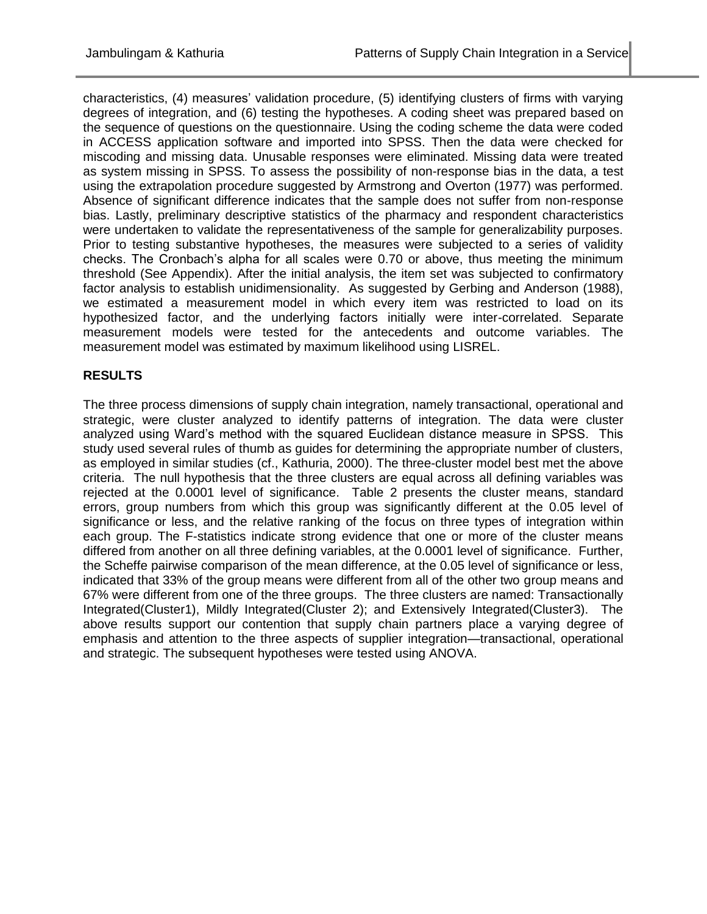characteristics, (4) measures' validation procedure, (5) identifying clusters of firms with varying degrees of integration, and (6) testing the hypotheses. A coding sheet was prepared based on the sequence of questions on the questionnaire. Using the coding scheme the data were coded in ACCESS application software and imported into SPSS. Then the data were checked for miscoding and missing data. Unusable responses were eliminated. Missing data were treated as system missing in SPSS. To assess the possibility of non-response bias in the data, a test using the extrapolation procedure suggested by Armstrong and Overton (1977) was performed. Absence of significant difference indicates that the sample does not suffer from non-response bias. Lastly, preliminary descriptive statistics of the pharmacy and respondent characteristics were undertaken to validate the representativeness of the sample for generalizability purposes. Prior to testing substantive hypotheses, the measures were subjected to a series of validity checks. The Cronbach's alpha for all scales were 0.70 or above, thus meeting the minimum threshold (See Appendix). After the initial analysis, the item set was subjected to confirmatory factor analysis to establish unidimensionality. As suggested by Gerbing and Anderson (1988), we estimated a measurement model in which every item was restricted to load on its hypothesized factor, and the underlying factors initially were inter-correlated. Separate measurement models were tested for the antecedents and outcome variables. The measurement model was estimated by maximum likelihood using LISREL.

## RESULTS

The three process dimensions of supply chain integration, namely transactional, operational and strategic, were cluster analyzed to identify patterns of integration. The data were cluster analyzed using Ward's method with the squared Euclidean distance measure in SPSS. This study used several rules of thumb as guides for determining the appropriate number of clusters, as employed in similar studies (cf., Kathuria, 2000). The three-cluster model best met the above criteria. The null hypothesis that the three clusters are equal across all defining variables was rejected at the 0.0001 level of significance. Table 2 presents the cluster means, standard errors, group numbers from which this group was significantly different at the 0.05 level of significance or less, and the relative ranking of the focus on three types of integration within each group. The F-statistics indicate strong evidence that one or more of the cluster means differed from another on all three defining variables, at the 0.0001 level of significance. Further, the Scheffe pairwise comparison of the mean difference, at the 0.05 level of significance or less, indicated that 33% of the group means were different from all of the other two group means and 67% were different from one of the three groups. The three clusters are named: Transactionally Integrated(Cluster1), Mildly Integrated(Cluster 2); and Extensively Integrated(Cluster3). The above results support our contention that supply chain partners place a varying degree of emphasis and attention to the three aspects of supplier integration—transactional, operational and strategic. The subsequent hypotheses were tested using ANOVA.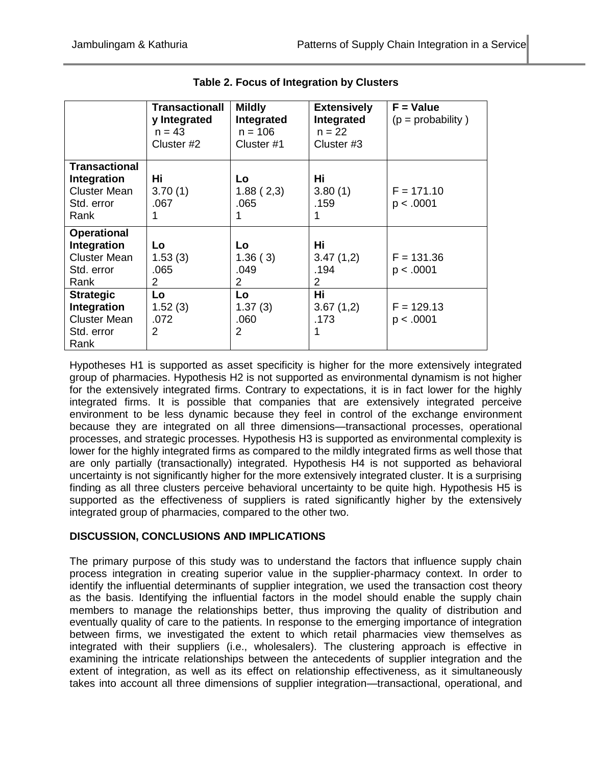**Table 2. Focus of Integration by Clusters**

| | **Transactionally Integrated** n = 43 Cluster #2 | **Mildly Integrated** n = 106 Cluster #1 | **Extensively Integrated** n = 22 Cluster #3 | **F = Value** (p = probability ) |
|---|---|---|---|---|
| **Transactional Integration** Cluster Mean Std. error Rank | **Hi** 3.70 (1) .067 1 | **Lo** 1.88 ( 2,3) .065 1 | **Hi** 3.80 (1) .159 1 | F = 171.10 p < .0001 |
| **Operational Integration** Cluster Mean Std. error Rank | **Lo** 1.53 (3) .065 2 | **Lo** 1.36 ( 3) .049 2 | **Hi** 3.47 (1,2) .194 2 | F = 131.36 p < .0001 |
| **Strategic Integration** Cluster Mean Std. error Rank | **Lo** 1.52 (3) .072 2 | **Lo** 1.37 (3) .060 2 | **Hi** 3.67 (1,2) .173 1 | F = 129.13 p < .0001 |

Hypotheses H1 is supported as asset specificity is higher for the more extensively integrated group of pharmacies. Hypothesis H2 is not supported as environmental dynamism is not higher for the extensively integrated firms. Contrary to expectations, it is in fact lower for the highly integrated firms. It is possible that companies that are extensively integrated perceive environment to be less dynamic because they feel in control of the exchange environment because they are integrated on all three dimensions—transactional processes, operational processes, and strategic processes. Hypothesis H3 is supported as environmental complexity is lower for the highly integrated firms as compared to the mildly integrated firms as well those that are only partially (transactionally) integrated. Hypothesis H4 is not supported as behavioral uncertainty is not significantly higher for the more extensively integrated cluster. It is a surprising finding as all three clusters perceive behavioral uncertainty to be quite high. Hypothesis H5 is supported as the effectiveness of suppliers is rated significantly higher by the extensively integrated group of pharmacies, compared to the other two.

## DISCUSSION, CONCLUSIONS AND IMPLICATIONS

The primary purpose of this study was to understand the factors that influence supply chain process integration in creating superior value in the supplier-pharmacy context. In order to identify the influential determinants of supplier integration, we used the transaction cost theory as the basis. Identifying the influential factors in the model should enable the supply chain members to manage the relationships better, thus improving the quality of distribution and eventually quality of care to the patients. In response to the emerging importance of integration between firms, we investigated the extent to which retail pharmacies view themselves as integrated with their suppliers (i.e., wholesalers). The clustering approach is effective in examining the intricate relationships between the antecedents of supplier integration and the extent of integration, as well as its effect on relationship effectiveness, as it simultaneously takes into account all three dimensions of supplier integration—transactional, operational, and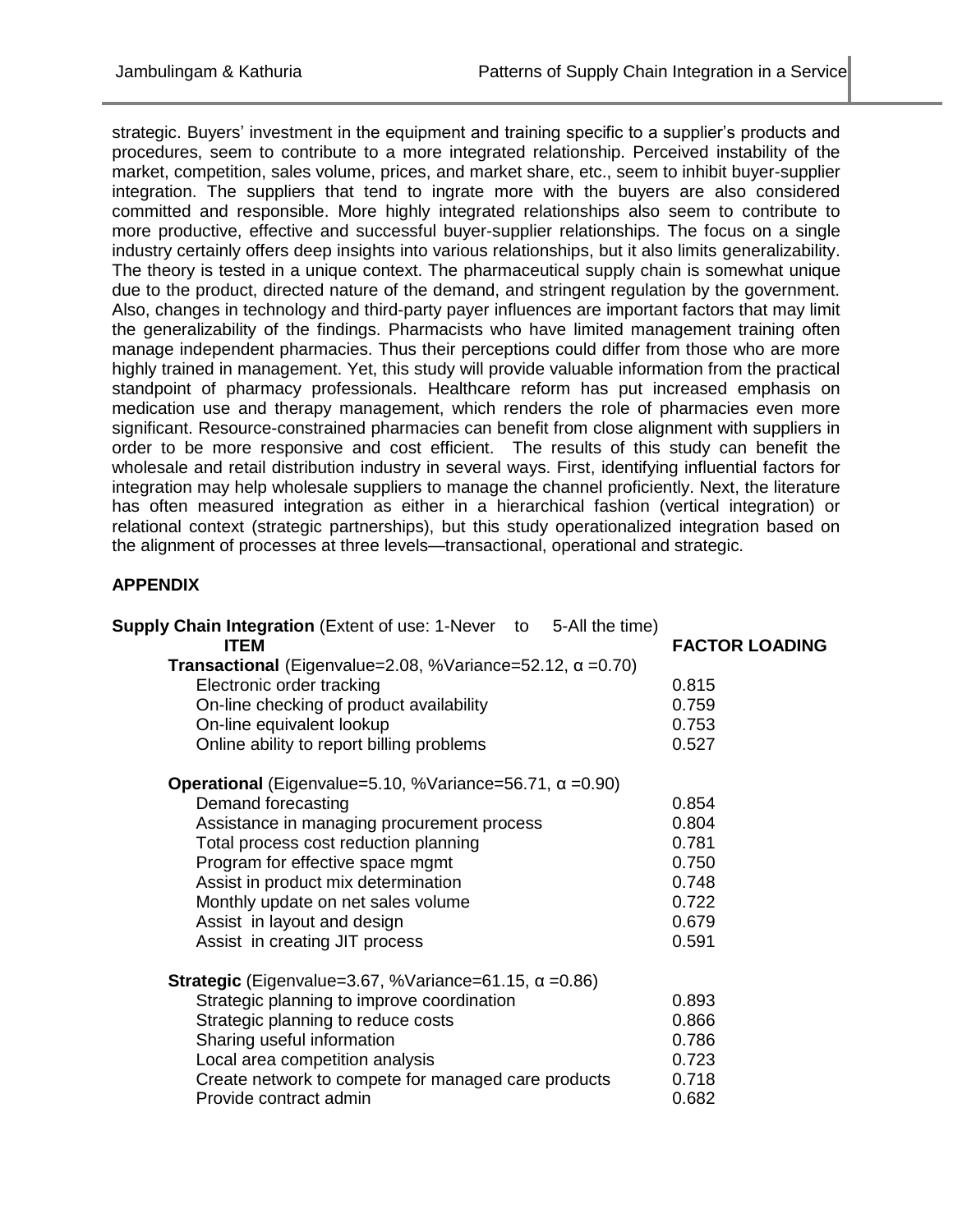strategic. Buyers' investment in the equipment and training specific to a supplier's products and procedures, seem to contribute to a more integrated relationship. Perceived instability of the market, competition, sales volume, prices, and market share, etc., seem to inhibit buyer-supplier integration. The suppliers that tend to ingrate more with the buyers are also considered committed and responsible. More highly integrated relationships also seem to contribute to more productive, effective and successful buyer-supplier relationships. The focus on a single industry certainly offers deep insights into various relationships, but it also limits generalizability. The theory is tested in a unique context. The pharmaceutical supply chain is somewhat unique due to the product, directed nature of the demand, and stringent regulation by the government. Also, changes in technology and third-party payer influences are important factors that may limit the generalizability of the findings. Pharmacists who have limited management training often manage independent pharmacies. Thus their perceptions could differ from those who are more highly trained in management. Yet, this study will provide valuable information from the practical standpoint of pharmacy professionals. Healthcare reform has put increased emphasis on medication use and therapy management, which renders the role of pharmacies even more significant. Resource-constrained pharmacies can benefit from close alignment with suppliers in order to be more responsive and cost efficient. The results of this study can benefit the wholesale and retail distribution industry in several ways. First, identifying influential factors for integration may help wholesale suppliers to manage the channel proficiently. Next, the literature has often measured integration as either in a hierarchical fashion (vertical integration) or relational context (strategic partnerships), but this study operationalized integration based on the alignment of processes at three levels—transactional, operational and strategic.

## APPENDIX

**Supply Chain Integration** (Extent of use: 1-Never to 5-All the time)

| ITEM | FACTOR LOADING |
|---|---|
| **Transactional** (Eigenvalue=2.08, %Variance=52.12, α =0.70) | |
| Electronic order tracking | 0.815 |
| On-line checking of product availability | 0.759 |
| On-line equivalent lookup | 0.753 |
| Online ability to report billing problems | 0.527 |
| **Operational** (Eigenvalue=5.10, %Variance=56.71, α =0.90) | |
| Demand forecasting | 0.854 |
| Assistance in managing procurement process | 0.804 |
| Total process cost reduction planning | 0.781 |
| Program for effective space mgmt | 0.750 |
| Assist in product mix determination | 0.748 |
| Monthly update on net sales volume | 0.722 |
| Assist in layout and design | 0.679 |
| Assist in creating JIT process | 0.591 |
| **Strategic** (Eigenvalue=3.67, %Variance=61.15, α =0.86) | |
| Strategic planning to improve coordination | 0.893 |
| Strategic planning to reduce costs | 0.866 |
| Sharing useful information | 0.786 |
| Local area competition analysis | 0.723 |
| Create network to compete for managed care products | 0.718 |
| Provide contract admin | 0.682 |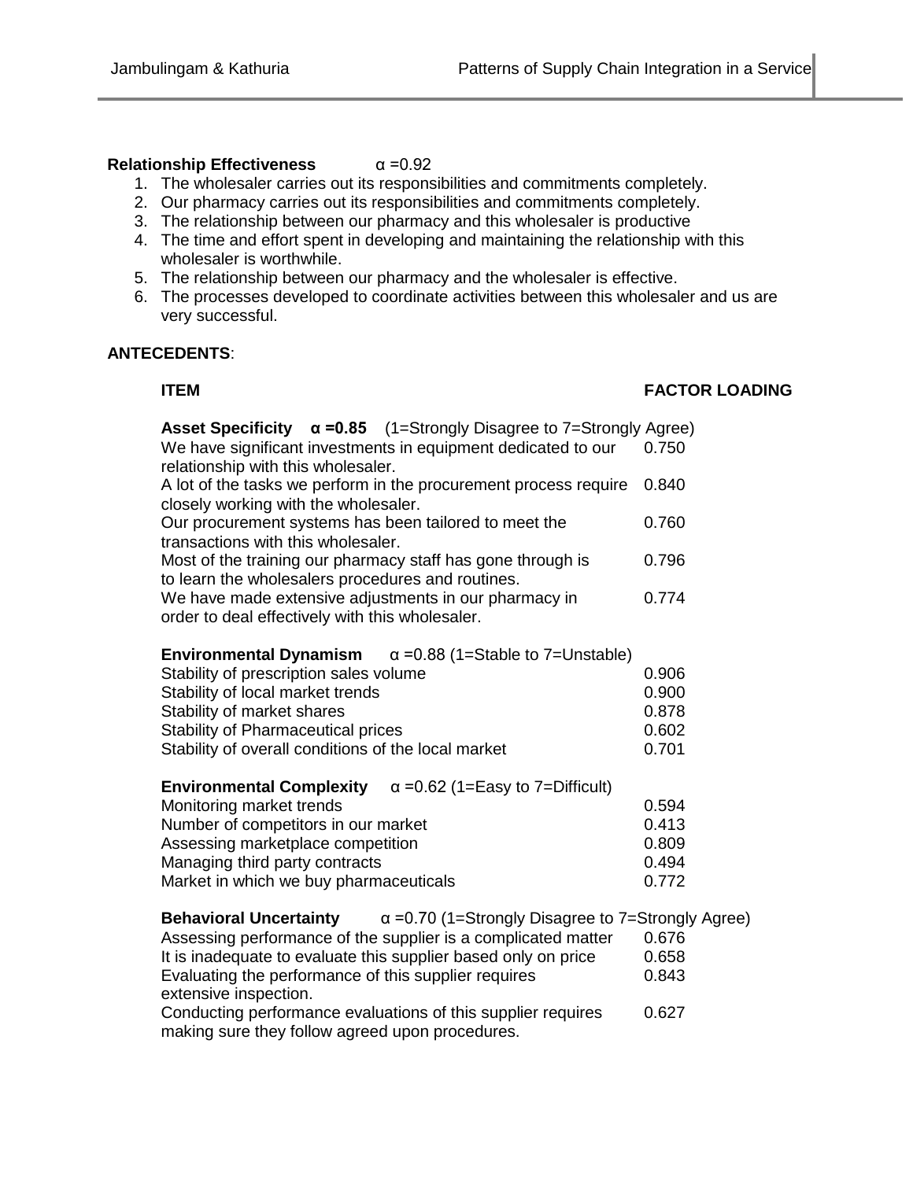**Relationship Effectiveness** α =0.92

1. The wholesaler carries out its responsibilities and commitments completely.
2. Our pharmacy carries out its responsibilities and commitments completely.
3. The relationship between our pharmacy and this wholesaler is productive
4. The time and effort spent in developing and maintaining the relationship with this wholesaler is worthwhile.
5. The relationship between our pharmacy and the wholesaler is effective.
6. The processes developed to coordinate activities between this wholesaler and us are very successful.

**ANTECEDENTS**:

| ITEM | FACTOR LOADING |
|---|---|
| **Asset Specificity α =0.85** (1=Strongly Disagree to 7=Strongly Agree) | |
| We have significant investments in equipment dedicated to our relationship with this wholesaler. | 0.750 |
| A lot of the tasks we perform in the procurement process require closely working with the wholesaler. | 0.840 |
| Our procurement systems has been tailored to meet the transactions with this wholesaler. | 0.760 |
| Most of the training our pharmacy staff has gone through is to learn the wholesalers procedures and routines. | 0.796 |
| We have made extensive adjustments in our pharmacy in order to deal effectively with this wholesaler. | 0.774 |
| **Environmental Dynamism** α =0.88 (1=Stable to 7=Unstable) | |
| Stability of prescription sales volume | 0.906 |
| Stability of local market trends | 0.900 |
| Stability of market shares | 0.878 |
| Stability of Pharmaceutical prices | 0.602 |
| Stability of overall conditions of the local market | 0.701 |
| **Environmental Complexity** α =0.62 (1=Easy to 7=Difficult) | |
| Monitoring market trends | 0.594 |
| Number of competitors in our market | 0.413 |
| Assessing marketplace competition | 0.809 |
| Managing third party contracts | 0.494 |
| Market in which we buy pharmaceuticals | 0.772 |
| **Behavioral Uncertainty** α =0.70 (1=Strongly Disagree to 7=Strongly Agree) | |
| Assessing performance of the supplier is a complicated matter | 0.676 |
| It is inadequate to evaluate this supplier based only on price | 0.658 |
| Evaluating the performance of this supplier requires extensive inspection. | 0.843 |
| Conducting performance evaluations of this supplier requires making sure they follow agreed upon procedures. | 0.627 |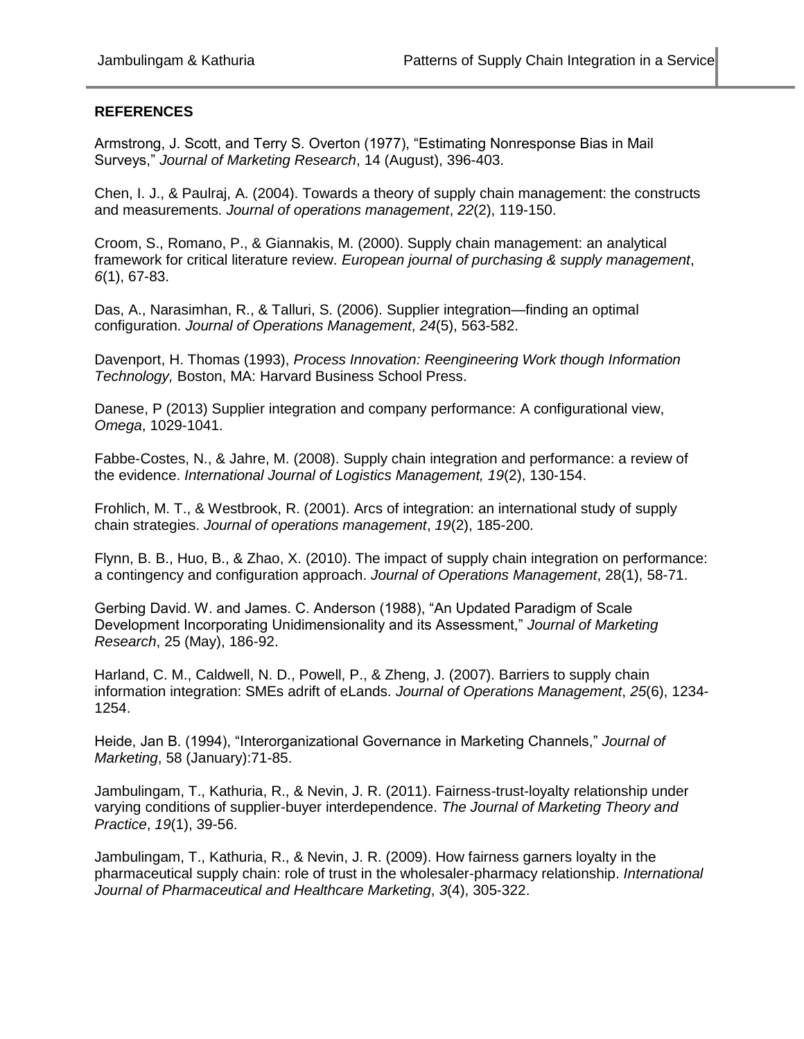## REFERENCES

Armstrong, J. Scott, and Terry S. Overton (1977), "Estimating Nonresponse Bias in Mail Surveys," *Journal of Marketing Research*, 14 (August), 396-403.

Chen, I. J., & Paulraj, A. (2004). Towards a theory of supply chain management: the constructs and measurements. *Journal of operations management*, *22*(2), 119-150.

Croom, S., Romano, P., & Giannakis, M. (2000). Supply chain management: an analytical framework for critical literature review. *European journal of purchasing & supply management*, *6*(1), 67-83.

Das, A., Narasimhan, R., & Talluri, S. (2006). Supplier integration—finding an optimal configuration. *Journal of Operations Management*, *24*(5), 563-582.

Davenport, H. Thomas (1993), *Process Innovation: Reengineering Work though Information Technology,* Boston, MA: Harvard Business School Press.

Danese, P (2013) Supplier integration and company performance: A configurational view, *Omega*, 1029-1041.

Fabbe-Costes, N., & Jahre, M. (2008). Supply chain integration and performance: a review of the evidence. *International Journal of Logistics Management, 19*(2), 130-154.

Frohlich, M. T., & Westbrook, R. (2001). Arcs of integration: an international study of supply chain strategies. *Journal of operations management*, *19*(2), 185-200.

Flynn, B. B., Huo, B., & Zhao, X. (2010). The impact of supply chain integration on performance: a contingency and configuration approach. *Journal of Operations Management*, 28(1), 58-71.

Gerbing David. W. and James. C. Anderson (1988), "An Updated Paradigm of Scale Development Incorporating Unidimensionality and its Assessment," *Journal of Marketing Research*, 25 (May), 186-92.

Harland, C. M., Caldwell, N. D., Powell, P., & Zheng, J. (2007). Barriers to supply chain information integration: SMEs adrift of eLands. *Journal of Operations Management*, *25*(6), 1234-1254.

Heide, Jan B. (1994), "Interorganizational Governance in Marketing Channels," *Journal of Marketing*, 58 (January):71-85.

Jambulingam, T., Kathuria, R., & Nevin, J. R. (2011). Fairness-trust-loyalty relationship under varying conditions of supplier-buyer interdependence. *The Journal of Marketing Theory and Practice*, *19*(1), 39-56.

Jambulingam, T., Kathuria, R., & Nevin, J. R. (2009). How fairness garners loyalty in the pharmaceutical supply chain: role of trust in the wholesaler-pharmacy relationship. *International Journal of Pharmaceutical and Healthcare Marketing*, *3*(4), 305-322.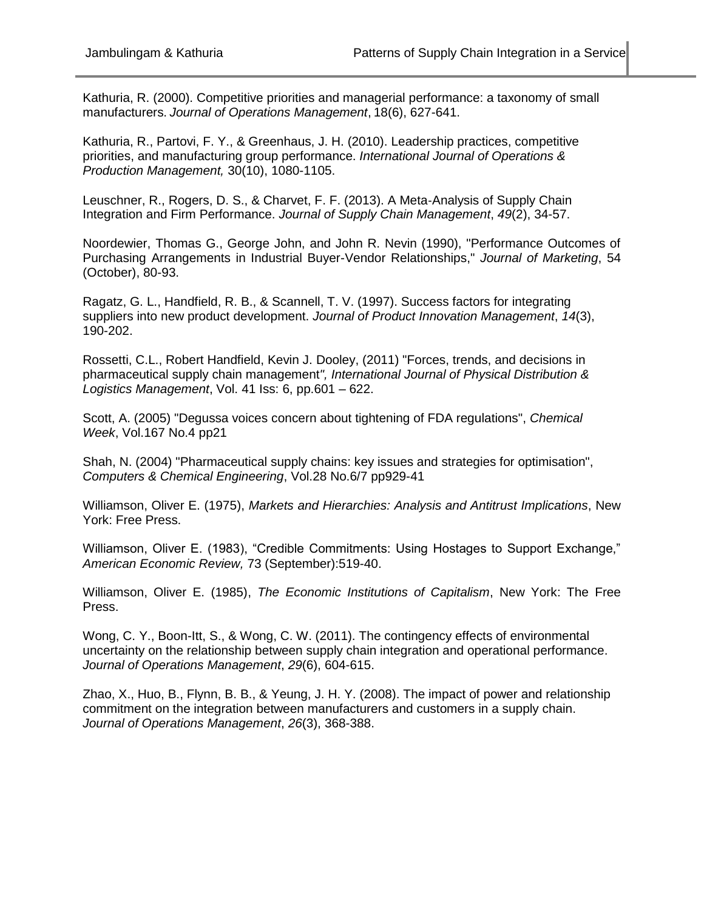Kathuria, R. (2000). Competitive priorities and managerial performance: a taxonomy of small manufacturers. *Journal of Operations Management*, 18(6), 627-641.

Kathuria, R., Partovi, F. Y., & Greenhaus, J. H. (2010). Leadership practices, competitive priorities, and manufacturing group performance. *International Journal of Operations & Production Management,* 30(10), 1080-1105.

Leuschner, R., Rogers, D. S., & Charvet, F. F. (2013). A Meta-Analysis of Supply Chain Integration and Firm Performance. *Journal of Supply Chain Management*, *49*(2), 34-57.

Noordewier, Thomas G., George John, and John R. Nevin (1990), "Performance Outcomes of Purchasing Arrangements in Industrial Buyer-Vendor Relationships," *Journal of Marketing*, 54 (October), 80-93.

Ragatz, G. L., Handfield, R. B., & Scannell, T. V. (1997). Success factors for integrating suppliers into new product development. *Journal of Product Innovation Management*, *14*(3), 190-202.

Rossetti, C.L., Robert Handfield, Kevin J. Dooley, (2011) "Forces, trends, and decisions in pharmaceutical supply chain management*", International Journal of Physical Distribution & Logistics Management*, Vol. 41 Iss: 6, pp.601 – 622.

Scott, A. (2005) "Degussa voices concern about tightening of FDA regulations", *Chemical Week*, Vol.167 No.4 pp21

Shah, N. (2004) "Pharmaceutical supply chains: key issues and strategies for optimisation", *Computers & Chemical Engineering*, Vol.28 No.6/7 pp929-41

Williamson, Oliver E. (1975), *Markets and Hierarchies: Analysis and Antitrust Implications*, New York: Free Press.

Williamson, Oliver E. (1983), "Credible Commitments: Using Hostages to Support Exchange," *American Economic Review,* 73 (September):519-40.

Williamson, Oliver E. (1985), *The Economic Institutions of Capitalism*, New York: The Free Press.

Wong, C. Y., Boon-Itt, S., & Wong, C. W. (2011). The contingency effects of environmental uncertainty on the relationship between supply chain integration and operational performance. *Journal of Operations Management*, *29*(6), 604-615.

Zhao, X., Huo, B., Flynn, B. B., & Yeung, J. H. Y. (2008). The impact of power and relationship commitment on the integration between manufacturers and customers in a supply chain. *Journal of Operations Management*, *26*(3), 368-388.